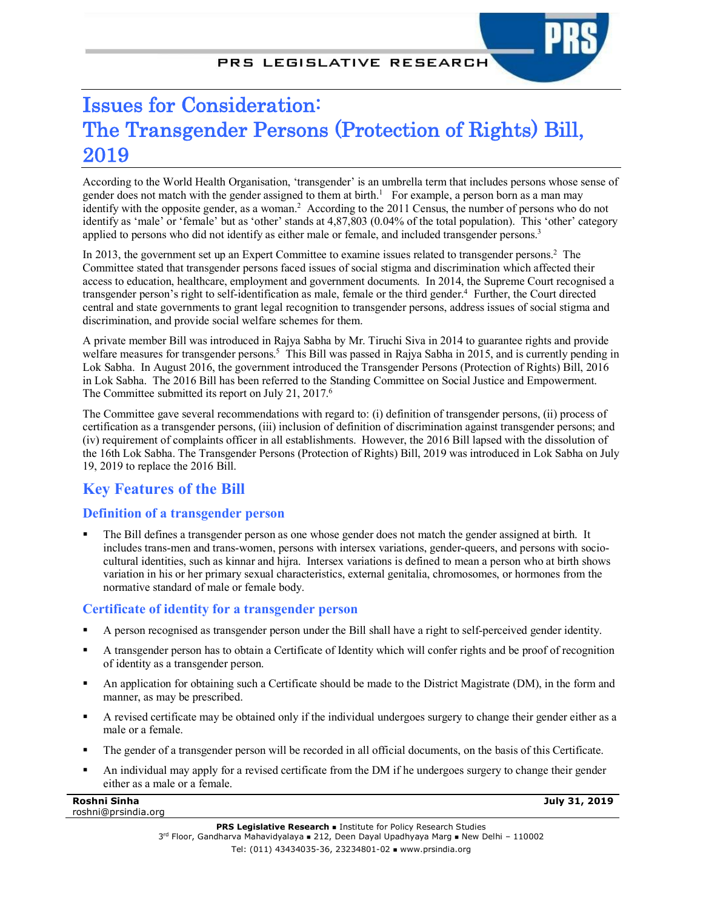# Issues for Consideration: The Transgender Persons (Protection of Rights) Bill, 2019

According to the World Health Organisation, 'transgender' is an umbrella term that includes persons whose sense of gender does not match with the gender assigned to them at birth.[1] For example, a person born as a man may identify with the opposite gender, as a woman.[2] According to the 2011 Census, the number of persons who do not identify as 'male' or 'female' but as 'other' stands at 4,87,803 (0.04% of the total population). This 'other' category applied to persons who did not identify as either male or female, and included transgender persons.[3]

In 2013, the government set up an Expert Committee to examine issues related to transgender persons.[2] The Committee stated that transgender persons faced issues of social stigma and discrimination which affected their access to education, healthcare, employment and government documents. In 2014, the Supreme Court recognised a transgender person's right to self-identification as male, female or the third gender.[4] Further, the Court directed central and state governments to grant legal recognition to transgender persons, address issues of social stigma and discrimination, and provide social welfare schemes for them.

A private member Bill was introduced in Rajya Sabha by Mr. Tiruchi Siva in 2014 to guarantee rights and provide welfare measures for transgender persons.[5] This Bill was passed in Rajya Sabha in 2015, and is currently pending in Lok Sabha. In August 2016, the government introduced the Transgender Persons (Protection of Rights) Bill, 2016 in Lok Sabha. The 2016 Bill has been referred to the Standing Committee on Social Justice and Empowerment. The Committee submitted its report on July 21, 2017.[6]

The Committee gave several recommendations with regard to: (i) definition of transgender persons, (ii) process of certification as a transgender persons, (iii) inclusion of definition of discrimination against transgender persons; and (iv) requirement of complaints officer in all establishments. However, the 2016 Bill lapsed with the dissolution of the 16th Lok Sabha. The Transgender Persons (Protection of Rights) Bill, 2019 was introduced in Lok Sabha on July 19, 2019 to replace the 2016 Bill.

## Key Features of the Bill

### Definition of a transgender person

- The Bill defines a transgender person as one whose gender does not match the gender assigned at birth. It includes trans-men and trans-women, persons with intersex variations, gender-queers, and persons with socio-cultural identities, such as kinnar and hijra. Intersex variations is defined to mean a person who at birth shows variation in his or her primary sexual characteristics, external genitalia, chromosomes, or hormones from the normative standard of male or female body.

### Certificate of identity for a transgender person

- A person recognised as transgender person under the Bill shall have a right to self-perceived gender identity.
- A transgender person has to obtain a Certificate of Identity which will confer rights and be proof of recognition of identity as a transgender person.
- An application for obtaining such a Certificate should be made to the District Magistrate (DM), in the form and manner, as may be prescribed.
- A revised certificate may be obtained only if the individual undergoes surgery to change their gender either as a male or a female.
- The gender of a transgender person will be recorded in all official documents, on the basis of this Certificate.
- An individual may apply for a revised certificate from the DM if he undergoes surgery to change their gender either as a male or a female.

**Roshni Sinha**
roshni@prsindia.org

**July 31, 2019**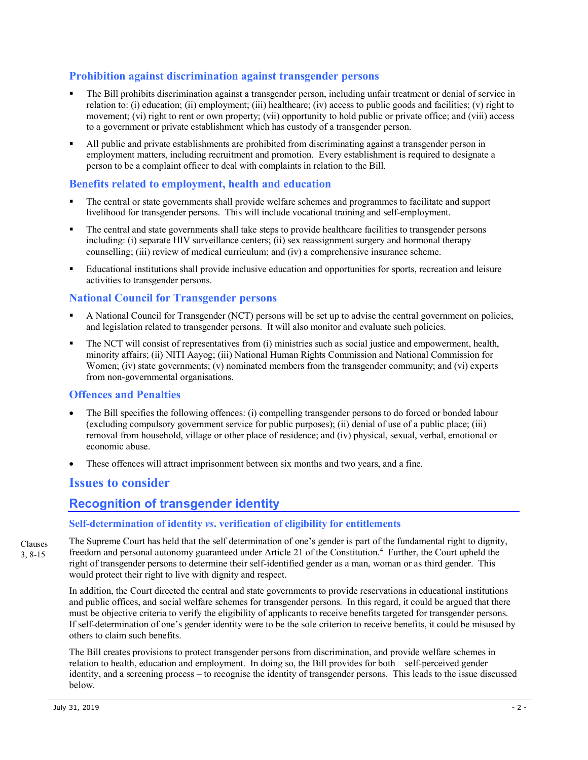### Prohibition against discrimination against transgender persons

- The Bill prohibits discrimination against a transgender person, including unfair treatment or denial of service in relation to: (i) education; (ii) employment; (iii) healthcare; (iv) access to public goods and facilities; (v) right to movement; (vi) right to rent or own property; (vii) opportunity to hold public or private office; and (viii) access to a government or private establishment which has custody of a transgender person.
- All public and private establishments are prohibited from discriminating against a transgender person in employment matters, including recruitment and promotion. Every establishment is required to designate a person to be a complaint officer to deal with complaints in relation to the Bill.

### Benefits related to employment, health and education

- The central or state governments shall provide welfare schemes and programmes to facilitate and support livelihood for transgender persons. This will include vocational training and self-employment.
- The central and state governments shall take steps to provide healthcare facilities to transgender persons including: (i) separate HIV surveillance centers; (ii) sex reassignment surgery and hormonal therapy counselling; (iii) review of medical curriculum; and (iv) a comprehensive insurance scheme.
- Educational institutions shall provide inclusive education and opportunities for sports, recreation and leisure activities to transgender persons.

### National Council for Transgender persons

- A National Council for Transgender (NCT) persons will be set up to advise the central government on policies, and legislation related to transgender persons. It will also monitor and evaluate such policies.
- The NCT will consist of representatives from (i) ministries such as social justice and empowerment, health, minority affairs; (ii) NITI Aayog; (iii) National Human Rights Commission and National Commission for Women; (iv) state governments; (v) nominated members from the transgender community; and (vi) experts from non-governmental organisations.

### Offences and Penalties

- The Bill specifies the following offences: (i) compelling transgender persons to do forced or bonded labour (excluding compulsory government service for public purposes); (ii) denial of use of a public place; (iii) removal from household, village or other place of residence; and (iv) physical, sexual, verbal, emotional or economic abuse.
- These offences will attract imprisonment between six months and two years, and a fine.

# Issues to consider

## Recognition of transgender identity

### Self-determination of identity *vs.* verification of eligibility for entitlements

Clauses 3, 8-15

The Supreme Court has held that the self determination of one's gender is part of the fundamental right to dignity, freedom and personal autonomy guaranteed under Article 21 of the Constitution.[4] Further, the Court upheld the right of transgender persons to determine their self-identified gender as a man, woman or as third gender. This would protect their right to live with dignity and respect.

In addition, the Court directed the central and state governments to provide reservations in educational institutions and public offices, and social welfare schemes for transgender persons. In this regard, it could be argued that there must be objective criteria to verify the eligibility of applicants to receive benefits targeted for transgender persons. If self-determination of one's gender identity were to be the sole criterion to receive benefits, it could be misused by others to claim such benefits.

The Bill creates provisions to protect transgender persons from discrimination, and provide welfare schemes in relation to health, education and employment. In doing so, the Bill provides for both – self-perceived gender identity, and a screening process – to recognise the identity of transgender persons. This leads to the issue discussed below.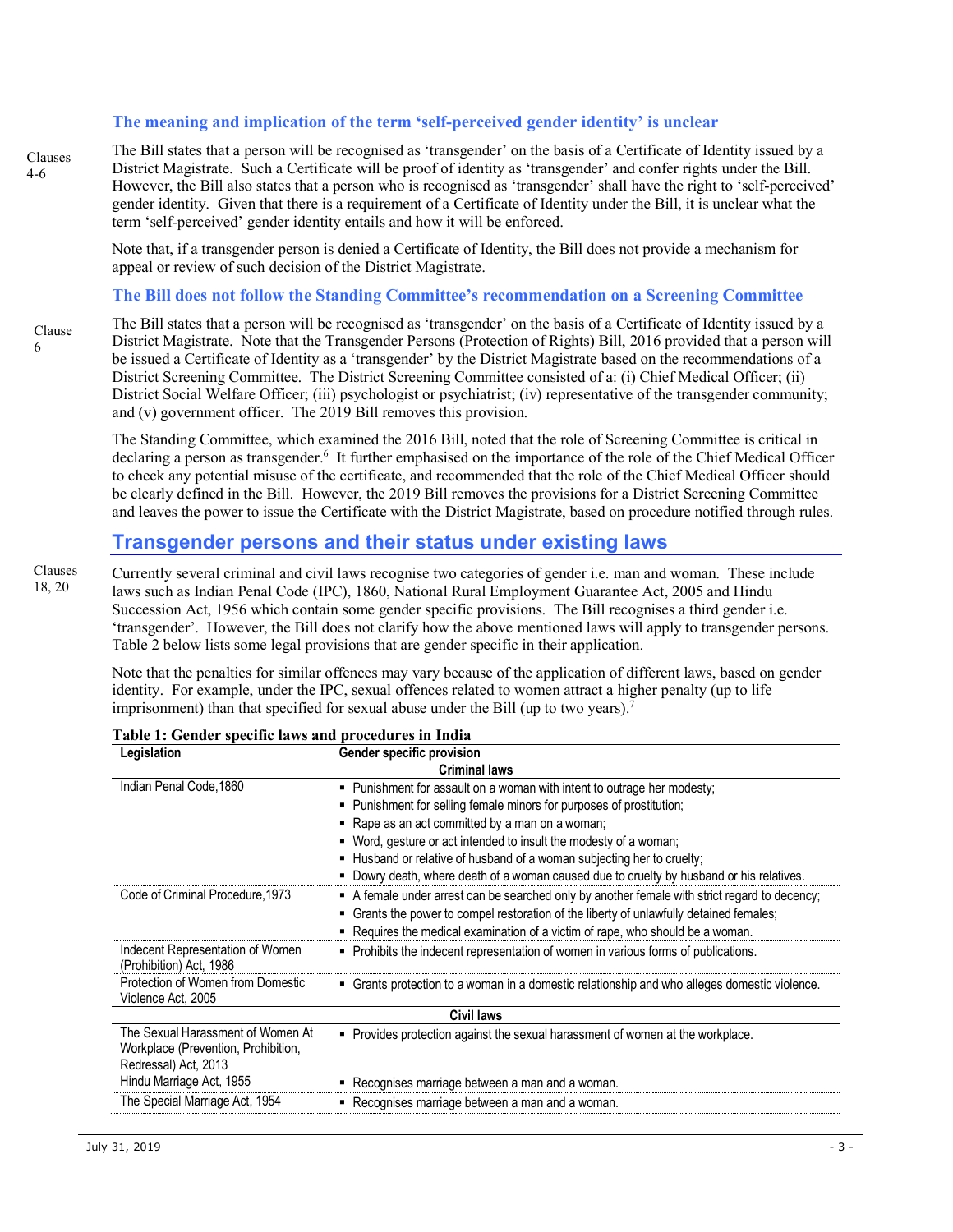### The meaning and implication of the term 'self-perceived gender identity' is unclear

Clauses 4-6

The Bill states that a person will be recognised as 'transgender' on the basis of a Certificate of Identity issued by a District Magistrate. Such a Certificate will be proof of identity as 'transgender' and confer rights under the Bill. However, the Bill also states that a person who is recognised as 'transgender' shall have the right to 'self-perceived' gender identity. Given that there is a requirement of a Certificate of Identity under the Bill, it is unclear what the term 'self-perceived' gender identity entails and how it will be enforced.

Note that, if a transgender person is denied a Certificate of Identity, the Bill does not provide a mechanism for appeal or review of such decision of the District Magistrate.

### The Bill does not follow the Standing Committee's recommendation on a Screening Committee

Clause 6

The Bill states that a person will be recognised as 'transgender' on the basis of a Certificate of Identity issued by a District Magistrate. Note that the Transgender Persons (Protection of Rights) Bill, 2016 provided that a person will be issued a Certificate of Identity as a 'transgender' by the District Magistrate based on the recommendations of a District Screening Committee. The District Screening Committee consisted of a: (i) Chief Medical Officer; (ii) District Social Welfare Officer; (iii) psychologist or psychiatrist; (iv) representative of the transgender community; and (v) government officer. The 2019 Bill removes this provision.

The Standing Committee, which examined the 2016 Bill, noted that the role of Screening Committee is critical in declaring a person as transgender.[6] It further emphasised on the importance of the role of the Chief Medical Officer to check any potential misuse of the certificate, and recommended that the role of the Chief Medical Officer should be clearly defined in the Bill. However, the 2019 Bill removes the provisions for a District Screening Committee and leaves the power to issue the Certificate with the District Magistrate, based on procedure notified through rules.

## Transgender persons and their status under existing laws

Clauses 18, 20

Currently several criminal and civil laws recognise two categories of gender i.e. man and woman. These include laws such as Indian Penal Code (IPC), 1860, National Rural Employment Guarantee Act, 2005 and Hindu Succession Act, 1956 which contain some gender specific provisions. The Bill recognises a third gender i.e. 'transgender'. However, the Bill does not clarify how the above mentioned laws will apply to transgender persons. Table 2 below lists some legal provisions that are gender specific in their application.

Note that the penalties for similar offences may vary because of the application of different laws, based on gender identity. For example, under the IPC, sexual offences related to women attract a higher penalty (up to life imprisonment) than that specified for sexual abuse under the Bill (up to two years).[7]

**Table 1: Gender specific laws and procedures in India**

| Legislation | Gender specific provision |
|---|---|
| **Criminal laws** | |
| Indian Penal Code,1860 | ▪ Punishment for assault on a woman with intent to outrage her modesty;<br>▪ Punishment for selling female minors for purposes of prostitution;<br>▪ Rape as an act committed by a man on a woman;<br>▪ Word, gesture or act intended to insult the modesty of a woman;<br>▪ Husband or relative of husband of a woman subjecting her to cruelty;<br>▪ Dowry death, where death of a woman caused due to cruelty by husband or his relatives. |
| Code of Criminal Procedure,1973 | ▪ A female under arrest can be searched only by another female with strict regard to decency;<br>▪ Grants the power to compel restoration of the liberty of unlawfully detained females;<br>▪ Requires the medical examination of a victim of rape, who should be a woman. |
| Indecent Representation of Women (Prohibition) Act, 1986 | ▪ Prohibits the indecent representation of women in various forms of publications. |
| Protection of Women from Domestic Violence Act, 2005 | ▪ Grants protection to a woman in a domestic relationship and who alleges domestic violence. |
| **Civil laws** | |
| The Sexual Harassment of Women At Workplace (Prevention, Prohibition, Redressal) Act, 2013 | ▪ Provides protection against the sexual harassment of women at the workplace. |
| Hindu Marriage Act, 1955 | ▪ Recognises marriage between a man and a woman. |
| The Special Marriage Act, 1954 | ▪ Recognises marriage between a man and a woman. |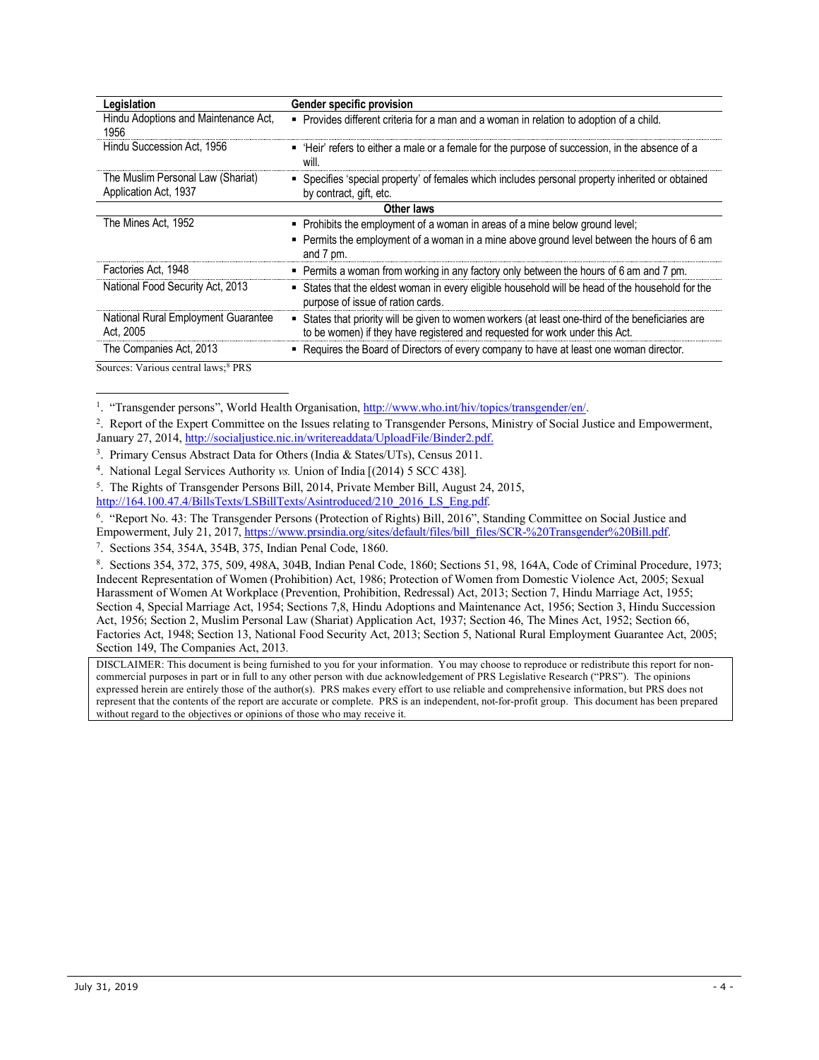| Legislation | Gender specific provision |
|---|---|
| Hindu Adoptions and Maintenance Act, 1956 | ▪ Provides different criteria for a man and a woman in relation to adoption of a child. |
| Hindu Succession Act, 1956 | ▪ 'Heir' refers to either a male or a female for the purpose of succession, in the absence of a will. |
| The Muslim Personal Law (Shariat) Application Act, 1937 | ▪ Specifies 'special property' of females which includes personal property inherited or obtained by contract, gift, etc. |
| **Other laws** | |
| The Mines Act, 1952 | ▪ Prohibits the employment of a woman in areas of a mine below ground level; ▪ Permits the employment of a woman in a mine above ground level between the hours of 6 am and 7 pm. |
| Factories Act, 1948 | ▪ Permits a woman from working in any factory only between the hours of 6 am and 7 pm. |
| National Food Security Act, 2013 | ▪ States that the eldest woman in every eligible household will be head of the household for the purpose of issue of ration cards. |
| National Rural Employment Guarantee Act, 2005 | ▪ States that priority will be given to women workers (at least one-third of the beneficiaries are to be women) if they have registered and requested for work under this Act. |
| The Companies Act, 2013 | ▪ Requires the Board of Directors of every company to have at least one woman director. |

Sources: Various central laws;[8] PRS

---

[1]. "Transgender persons", World Health Organisation, http://www.who.int/hiv/topics/transgender/en/.

[2]. Report of the Expert Committee on the Issues relating to Transgender Persons, Ministry of Social Justice and Empowerment, January 27, 2014, http://socialjustice.nic.in/writereaddata/UploadFile/Binder2.pdf.

[3]. Primary Census Abstract Data for Others (India & States/UTs), Census 2011.

[4]. National Legal Services Authority *vs.* Union of India [(2014) 5 SCC 438].

[5]. The Rights of Transgender Persons Bill, 2014, Private Member Bill, August 24, 2015, http://164.100.47.4/BillsTexts/LSBillTexts/Asintroduced/210_2016_LS_Eng.pdf.

[6]. "Report No. 43: The Transgender Persons (Protection of Rights) Bill, 2016", Standing Committee on Social Justice and Empowerment, July 21, 2017, https://www.prsindia.org/sites/default/files/bill_files/SCR-%20Transgender%20Bill.pdf.

[7]. Sections 354, 354A, 354B, 375, Indian Penal Code, 1860.

[8]. Sections 354, 372, 375, 509, 498A, 304B, Indian Penal Code, 1860; Sections 51, 98, 164A, Code of Criminal Procedure, 1973; Indecent Representation of Women (Prohibition) Act, 1986; Protection of Women from Domestic Violence Act, 2005; Sexual Harassment of Women At Workplace (Prevention, Prohibition, Redressal) Act, 2013; Section 7, Hindu Marriage Act, 1955; Section 4, Special Marriage Act, 1954; Sections 7,8, Hindu Adoptions and Maintenance Act, 1956; Section 3, Hindu Succession Act, 1956; Section 2, Muslim Personal Law (Shariat) Application Act, 1937; Section 46, The Mines Act, 1952; Section 66, Factories Act, 1948; Section 13, National Food Security Act, 2013; Section 5, National Rural Employment Guarantee Act, 2005; Section 149, The Companies Act, 2013.

DISCLAIMER: This document is being furnished to you for your information. You may choose to reproduce or redistribute this report for non-commercial purposes in part or in full to any other person with due acknowledgement of PRS Legislative Research ("PRS"). The opinions expressed herein are entirely those of the author(s). PRS makes every effort to use reliable and comprehensive information, but PRS does not represent that the contents of the report are accurate or complete. PRS is an independent, not-for-profit group. This document has been prepared without regard to the objectives or opinions of those who may receive it.